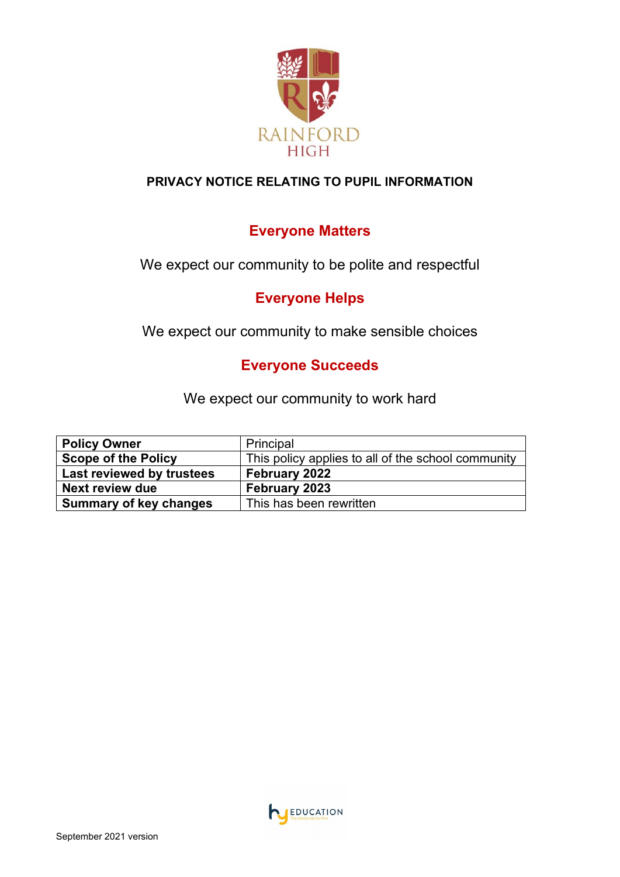RAINFORD HIGH

# PRIVACY NOTICE RELATING TO PUPIL INFORMATION

## Everyone Matters

We expect our community to be polite and respectful

## Everyone Helps

We expect our community to make sensible choices

## Everyone Succeeds

We expect our community to work hard

| **Policy Owner** | Principal |
|---|---|
| **Scope of the Policy** | This policy applies to all of the school community |
| **Last reviewed by trustees** | **February 2022** |
| **Next review due** | **February 2023** |
| **Summary of key changes** | This has been rewritten |

September 2021 version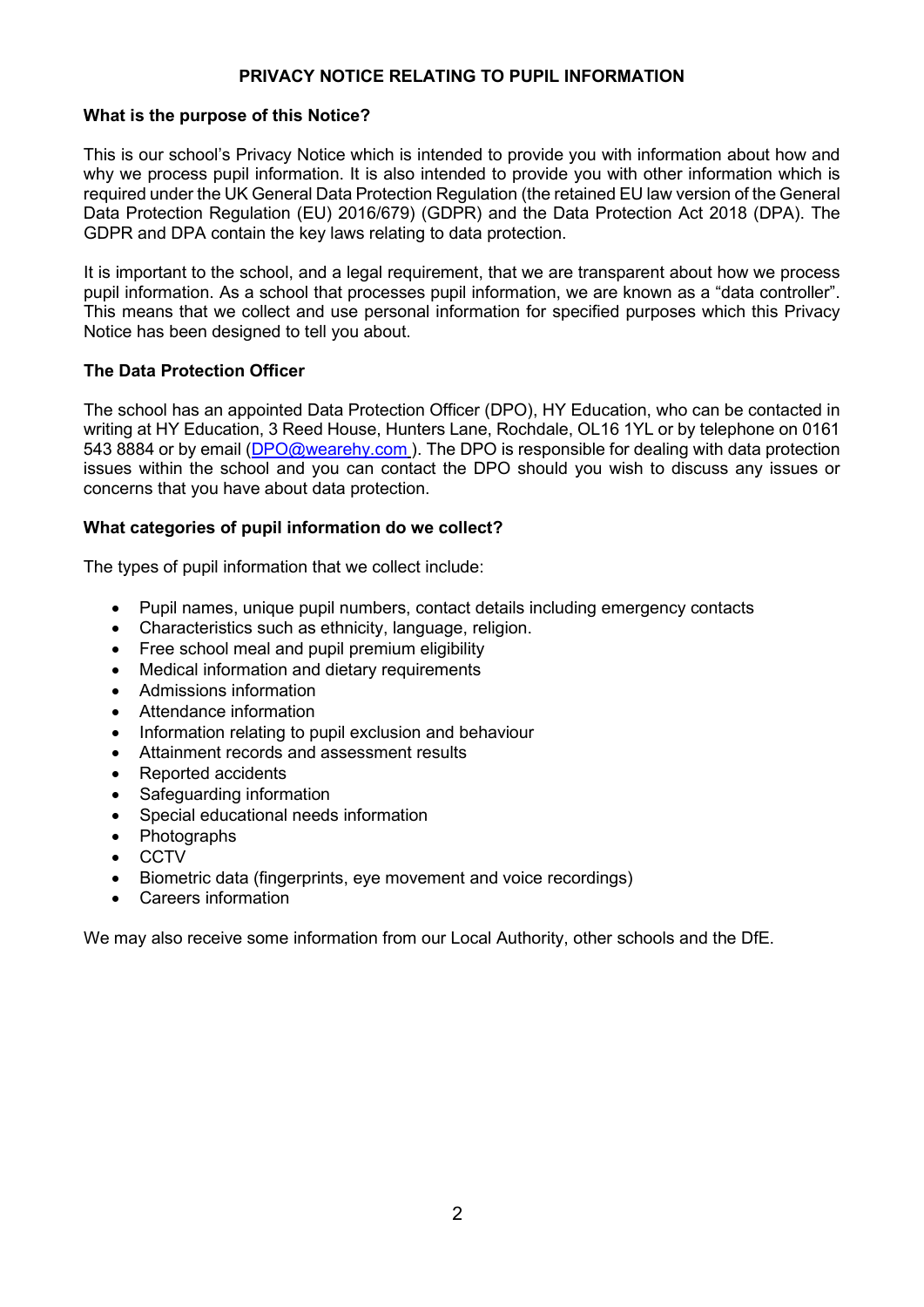# PRIVACY NOTICE RELATING TO PUPIL INFORMATION

## What is the purpose of this Notice?

This is our school's Privacy Notice which is intended to provide you with information about how and why we process pupil information. It is also intended to provide you with other information which is required under the UK General Data Protection Regulation (the retained EU law version of the General Data Protection Regulation (EU) 2016/679) (GDPR) and the Data Protection Act 2018 (DPA). The GDPR and DPA contain the key laws relating to data protection.

It is important to the school, and a legal requirement, that we are transparent about how we process pupil information. As a school that processes pupil information, we are known as a "data controller". This means that we collect and use personal information for specified purposes which this Privacy Notice has been designed to tell you about.

## The Data Protection Officer

The school has an appointed Data Protection Officer (DPO), HY Education, who can be contacted in writing at HY Education, 3 Reed House, Hunters Lane, Rochdale, OL16 1YL or by telephone on 0161 543 8884 or by email (DPO@wearehy.com ). The DPO is responsible for dealing with data protection issues within the school and you can contact the DPO should you wish to discuss any issues or concerns that you have about data protection.

## What categories of pupil information do we collect?

The types of pupil information that we collect include:

- Pupil names, unique pupil numbers, contact details including emergency contacts
- Characteristics such as ethnicity, language, religion.
- Free school meal and pupil premium eligibility
- Medical information and dietary requirements
- Admissions information
- Attendance information
- Information relating to pupil exclusion and behaviour
- Attainment records and assessment results
- Reported accidents
- Safeguarding information
- Special educational needs information
- Photographs
- CCTV
- Biometric data (fingerprints, eye movement and voice recordings)
- Careers information

We may also receive some information from our Local Authority, other schools and the DfE.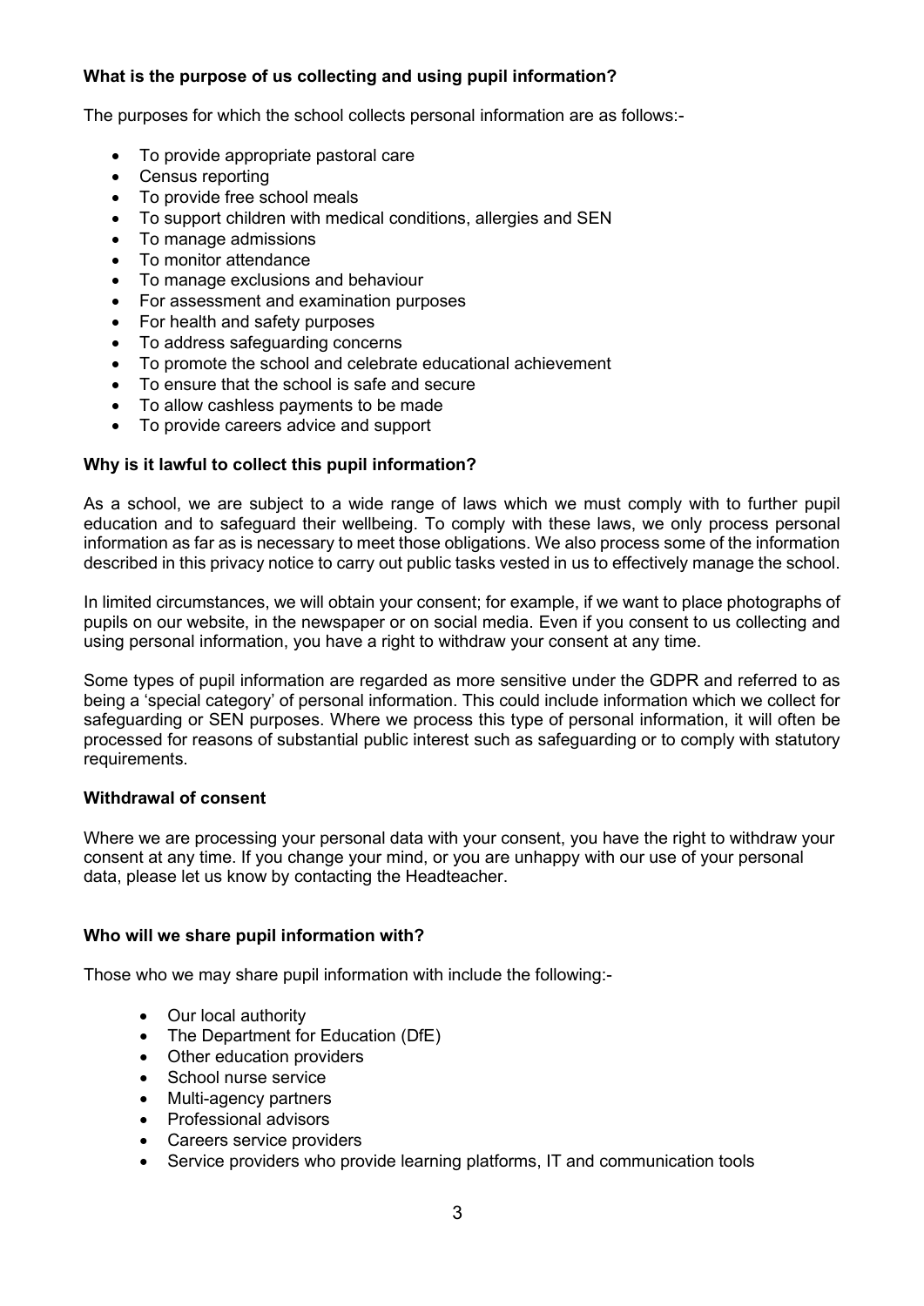**What is the purpose of us collecting and using pupil information?**

The purposes for which the school collects personal information are as follows:-

- To provide appropriate pastoral care
- Census reporting
- To provide free school meals
- To support children with medical conditions, allergies and SEN
- To manage admissions
- To monitor attendance
- To manage exclusions and behaviour
- For assessment and examination purposes
- For health and safety purposes
- To address safeguarding concerns
- To promote the school and celebrate educational achievement
- To ensure that the school is safe and secure
- To allow cashless payments to be made
- To provide careers advice and support

**Why is it lawful to collect this pupil information?**

As a school, we are subject to a wide range of laws which we must comply with to further pupil education and to safeguard their wellbeing. To comply with these laws, we only process personal information as far as is necessary to meet those obligations. We also process some of the information described in this privacy notice to carry out public tasks vested in us to effectively manage the school.

In limited circumstances, we will obtain your consent; for example, if we want to place photographs of pupils on our website, in the newspaper or on social media. Even if you consent to us collecting and using personal information, you have a right to withdraw your consent at any time.

Some types of pupil information are regarded as more sensitive under the GDPR and referred to as being a 'special category' of personal information. This could include information which we collect for safeguarding or SEN purposes. Where we process this type of personal information, it will often be processed for reasons of substantial public interest such as safeguarding or to comply with statutory requirements.

**Withdrawal of consent**

Where we are processing your personal data with your consent, you have the right to withdraw your consent at any time. If you change your mind, or you are unhappy with our use of your personal data, please let us know by contacting the Headteacher.

**Who will we share pupil information with?**

Those who we may share pupil information with include the following:-

- Our local authority
- The Department for Education (DfE)
- Other education providers
- School nurse service
- Multi-agency partners
- Professional advisors
- Careers service providers
- Service providers who provide learning platforms, IT and communication tools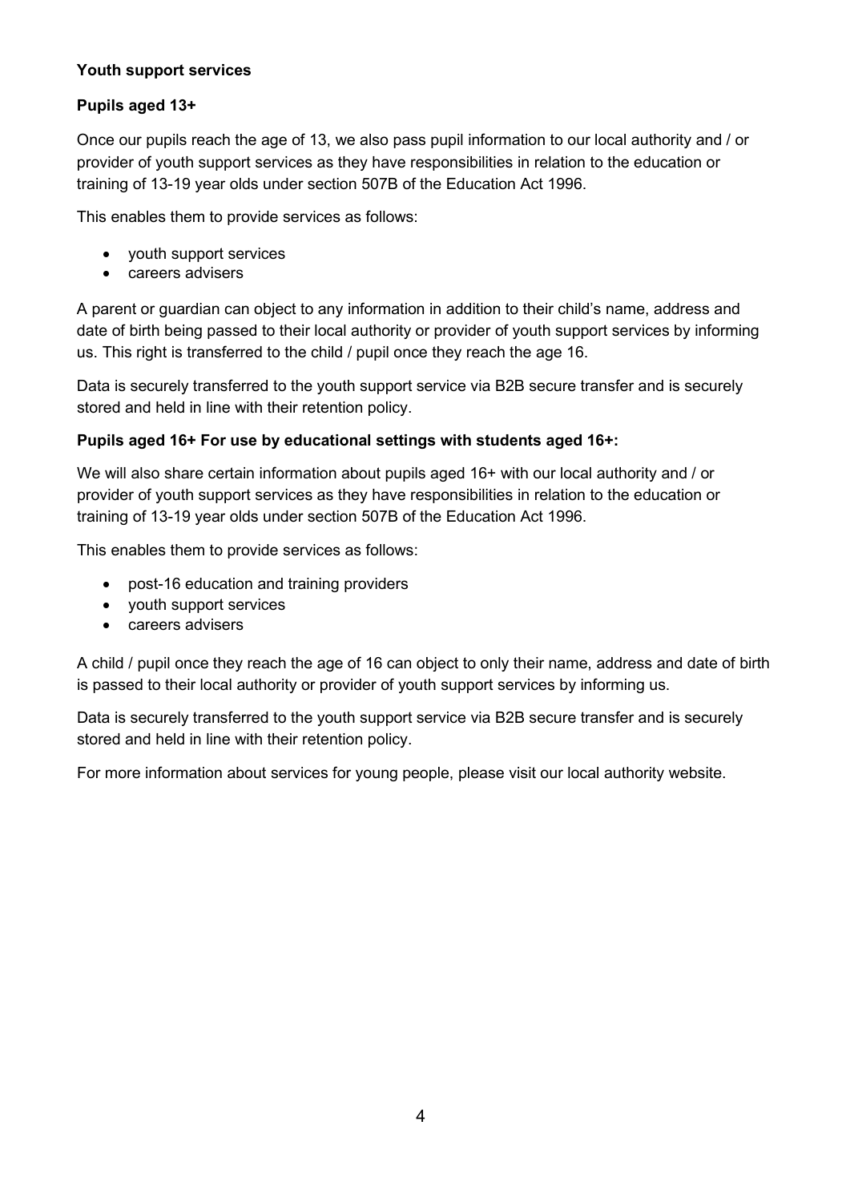**Youth support services**

**Pupils aged 13+**

Once our pupils reach the age of 13, we also pass pupil information to our local authority and / or provider of youth support services as they have responsibilities in relation to the education or training of 13-19 year olds under section 507B of the Education Act 1996.

This enables them to provide services as follows:

- youth support services
- careers advisers

A parent or guardian can object to any information in addition to their child's name, address and date of birth being passed to their local authority or provider of youth support services by informing us. This right is transferred to the child / pupil once they reach the age 16.

Data is securely transferred to the youth support service via B2B secure transfer and is securely stored and held in line with their retention policy.

**Pupils aged 16+ For use by educational settings with students aged 16+:**

We will also share certain information about pupils aged 16+ with our local authority and / or provider of youth support services as they have responsibilities in relation to the education or training of 13-19 year olds under section 507B of the Education Act 1996.

This enables them to provide services as follows:

- post-16 education and training providers
- youth support services
- careers advisers

A child / pupil once they reach the age of 16 can object to only their name, address and date of birth is passed to their local authority or provider of youth support services by informing us.

Data is securely transferred to the youth support service via B2B secure transfer and is securely stored and held in line with their retention policy.

For more information about services for young people, please visit our local authority website.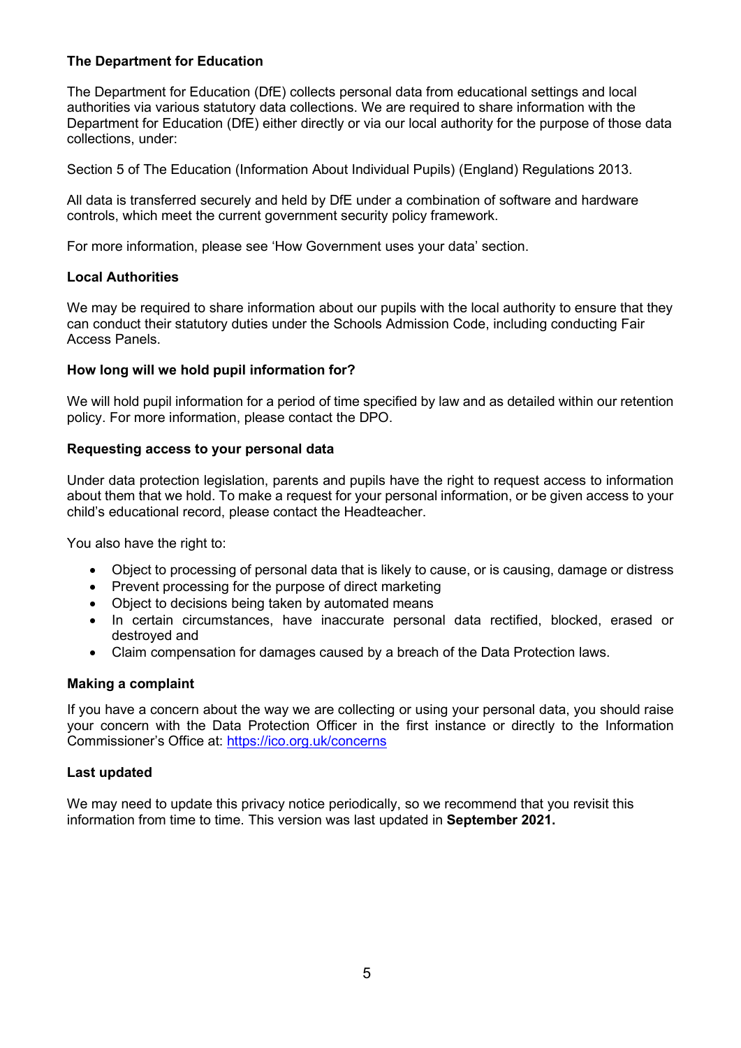**The Department for Education**

The Department for Education (DfE) collects personal data from educational settings and local authorities via various statutory data collections. We are required to share information with the Department for Education (DfE) either directly or via our local authority for the purpose of those data collections, under:

Section 5 of The Education (Information About Individual Pupils) (England) Regulations 2013.

All data is transferred securely and held by DfE under a combination of software and hardware controls, which meet the current government security policy framework.

For more information, please see 'How Government uses your data' section.

**Local Authorities**

We may be required to share information about our pupils with the local authority to ensure that they can conduct their statutory duties under the Schools Admission Code, including conducting Fair Access Panels.

**How long will we hold pupil information for?**

We will hold pupil information for a period of time specified by law and as detailed within our retention policy. For more information, please contact the DPO.

**Requesting access to your personal data**

Under data protection legislation, parents and pupils have the right to request access to information about them that we hold. To make a request for your personal information, or be given access to your child's educational record, please contact the Headteacher.

You also have the right to:

- Object to processing of personal data that is likely to cause, or is causing, damage or distress
- Prevent processing for the purpose of direct marketing
- Object to decisions being taken by automated means
- In certain circumstances, have inaccurate personal data rectified, blocked, erased or destroyed and
- Claim compensation for damages caused by a breach of the Data Protection laws.

**Making a complaint**

If you have a concern about the way we are collecting or using your personal data, you should raise your concern with the Data Protection Officer in the first instance or directly to the Information Commissioner's Office at: https://ico.org.uk/concerns

**Last updated**

We may need to update this privacy notice periodically, so we recommend that you revisit this information from time to time. This version was last updated in **September 2021.**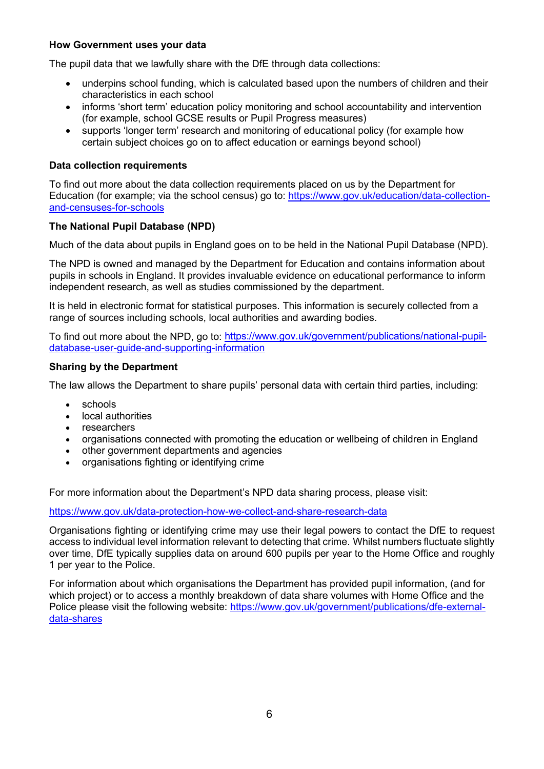**How Government uses your data**

The pupil data that we lawfully share with the DfE through data collections:

- underpins school funding, which is calculated based upon the numbers of children and their characteristics in each school
- informs 'short term' education policy monitoring and school accountability and intervention (for example, school GCSE results or Pupil Progress measures)
- supports 'longer term' research and monitoring of educational policy (for example how certain subject choices go on to affect education or earnings beyond school)

**Data collection requirements**

To find out more about the data collection requirements placed on us by the Department for Education (for example; via the school census) go to: [https://www.gov.uk/education/data-collection-and-censuses-for-schools](https://www.gov.uk/education/data-collection-and-censuses-for-schools)

**The National Pupil Database (NPD)**

Much of the data about pupils in England goes on to be held in the National Pupil Database (NPD).

The NPD is owned and managed by the Department for Education and contains information about pupils in schools in England. It provides invaluable evidence on educational performance to inform independent research, as well as studies commissioned by the department.

It is held in electronic format for statistical purposes. This information is securely collected from a range of sources including schools, local authorities and awarding bodies.

To find out more about the NPD, go to: [https://www.gov.uk/government/publications/national-pupil-database-user-guide-and-supporting-information](https://www.gov.uk/government/publications/national-pupil-database-user-guide-and-supporting-information)

**Sharing by the Department**

The law allows the Department to share pupils' personal data with certain third parties, including:

- schools
- local authorities
- researchers
- organisations connected with promoting the education or wellbeing of children in England
- other government departments and agencies
- organisations fighting or identifying crime

For more information about the Department's NPD data sharing process, please visit:

[https://www.gov.uk/data-protection-how-we-collect-and-share-research-data](https://www.gov.uk/data-protection-how-we-collect-and-share-research-data)

Organisations fighting or identifying crime may use their legal powers to contact the DfE to request access to individual level information relevant to detecting that crime. Whilst numbers fluctuate slightly over time, DfE typically supplies data on around 600 pupils per year to the Home Office and roughly 1 per year to the Police.

For information about which organisations the Department has provided pupil information, (and for which project) or to access a monthly breakdown of data share volumes with Home Office and the Police please visit the following website: [https://www.gov.uk/government/publications/dfe-external-data-shares](https://www.gov.uk/government/publications/dfe-external-data-shares)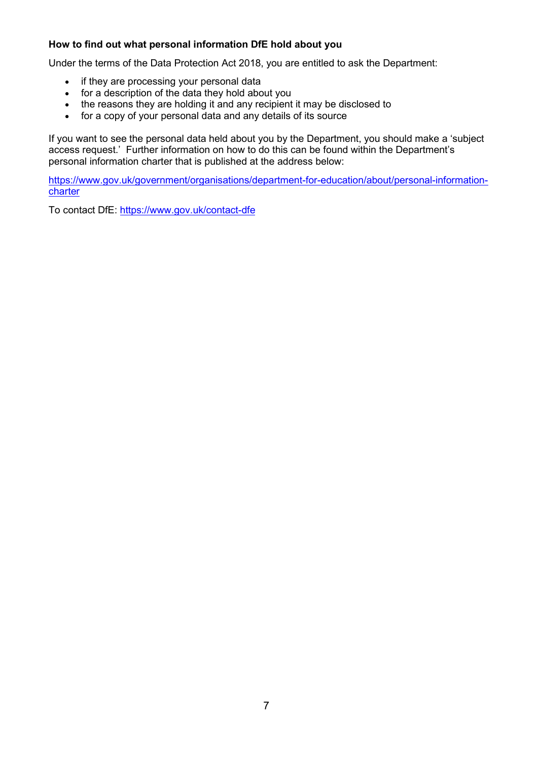**How to find out what personal information DfE hold about you**

Under the terms of the Data Protection Act 2018, you are entitled to ask the Department:

- if they are processing your personal data
- for a description of the data they hold about you
- the reasons they are holding it and any recipient it may be disclosed to
- for a copy of your personal data and any details of its source

If you want to see the personal data held about you by the Department, you should make a 'subject access request.' Further information on how to do this can be found within the Department's personal information charter that is published at the address below:

[https://www.gov.uk/government/organisations/department-for-education/about/personal-information-charter](https://www.gov.uk/government/organisations/department-for-education/about/personal-information-charter)

To contact DfE: [https://www.gov.uk/contact-dfe](https://www.gov.uk/contact-dfe)